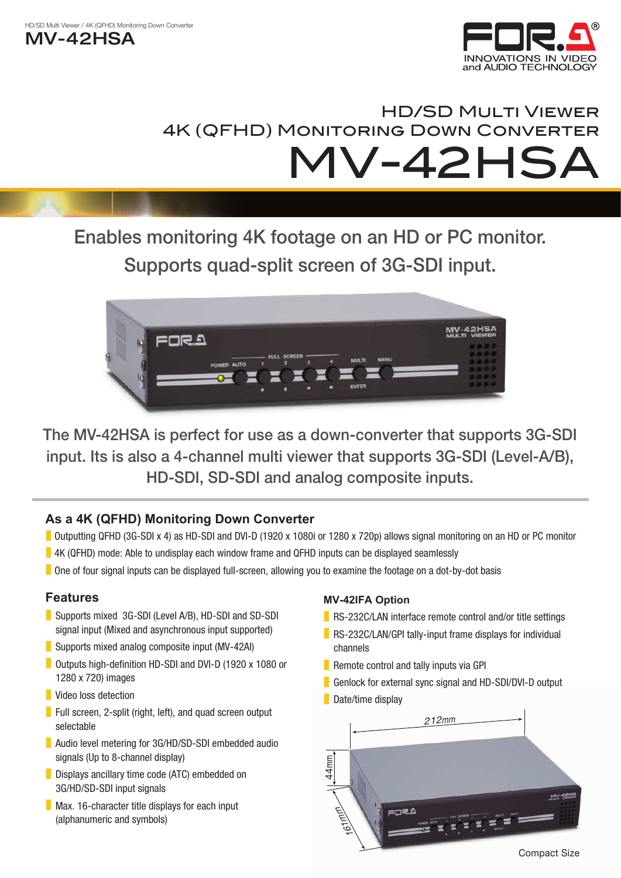HD/SD Multi Viewer / 4K (QFHD) Monitoring Down Converter

# MV-42HSA

FOR.A INNOVATIONS IN VIDEO and AUDIO TECHNOLOGY

## HD/SD Multi Viewer
## 4K (QFHD) Monitoring Down Converter
# MV-42HSA

Enables monitoring 4K footage on an HD or PC monitor.
Supports quad-split screen of 3G-SDI input.

The MV-42HSA is perfect for use as a down-converter that supports 3G-SDI input. Its is also a 4-channel multi viewer that supports 3G-SDI (Level-A/B), HD-SDI, SD-SDI and analog composite inputs.

### As a 4K (QFHD) Monitoring Down Converter

- Outputting QFHD (3G-SDI x 4) as HD-SDI and DVI-D (1920 x 1080i or 1280 x 720p) allows signal monitoring on an HD or PC monitor
- 4K (QFHD) mode: Able to undisplay each window frame and QFHD inputs can be displayed seamlessly
- One of four signal inputs can be displayed full-screen, allowing you to examine the footage on a dot-by-dot basis

### Features

- Supports mixed 3G-SDI (Level A/B), HD-SDI and SD-SDI signal input (Mixed and asynchronous input supported)
- Supports mixed analog composite input (MV-42AI)
- Outputs high-definition HD-SDI and DVI-D (1920 x 1080 or 1280 x 720) images
- Video loss detection
- Full screen, 2-split (right, left), and quad screen output selectable
- Audio level metering for 3G/HD/SD-SDI embedded audio signals (Up to 8-channel display)
- Displays ancillary time code (ATC) embedded on 3G/HD/SD-SDI input signals
- Max. 16-character title displays for each input (alphanumeric and symbols)

### MV-42IFA Option

- RS-232C/LAN interface remote control and/or title settings
- RS-232C/LAN/GPI tally-input frame displays for individual channels
- Remote control and tally inputs via GPI
- Genlock for external sync signal and HD-SDI/DVI-D output
- Date/time display

212mm
44mm
161mm

Compact Size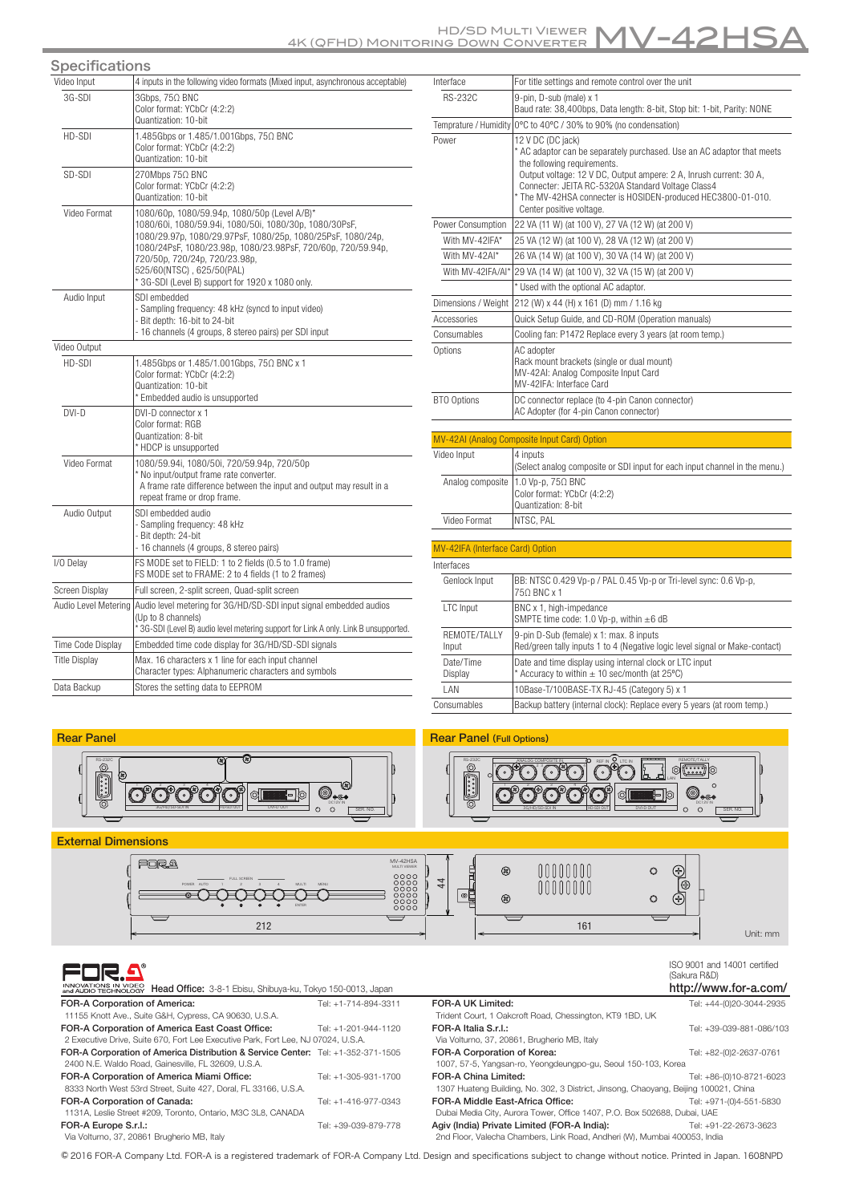# Specifications

| | | |
|---|---|---|
| Video Input | | 4 inputs in the following video formats (Mixed input, asynchronous acceptable) |
| | 3G-SDI | 3Gbps, 75Ω BNC<br>Color format: YCbCr (4:2:2)<br>Quantization: 10-bit |
| | HD-SDI | 1.485Gbps or 1.485/1.001Gbps, 75Ω BNC<br>Color format: YCbCr (4:2:2)<br>Quantization: 10-bit |
| | SD-SDI | 270Mbps 75Ω BNC<br>Color format: YCbCr (4:2:2)<br>Quantization: 10-bit |
| | Video Format | 1080/60p, 1080/59.94p, 1080/50p (Level A/B)*<br>1080/60i, 1080/59.94i, 1080/50i, 1080/30p, 1080/30PsF, 1080/29.97p, 1080/29.97PsF, 1080/25p, 1080/25PsF, 1080/24p, 1080/24PsF, 1080/23.98p, 1080/23.98PsF, 720/60p, 720/59.94p, 720/50p, 720/24p, 720/23.98p, 525/60(NTSC) , 625/50(PAL)<br>* 3G-SDI (Level B) support for 1920 x 1080 only. |
| | Audio Input | SDI embedded<br>- Sampling frequency: 48 kHz (syncd to input video)<br>- Bit depth: 16-bit to 24-bit<br>- 16 channels (4 groups, 8 stereo pairs) per SDI input |
| Video Output | | |
| | HD-SDI | 1.485Gbps or 1.485/1.001Gbps, 75Ω BNC x 1<br>Color format: YCbCr (4:2:2)<br>Quantization: 10-bit<br>* Embedded audio is unsupported |
| | DVI-D | DVI-D connector x 1<br>Color format: RGB<br>Quantization: 8-bit<br>* HDCP is unsupported |
| | Video Format | 1080/59.94i, 1080/50i, 720/59.94p, 720/50p<br>* No input/output frame rate converter.<br>A frame rate difference between the input and output may result in a repeat frame or drop frame. |
| | Audio Output | SDI embedded audio<br>- Sampling frequency: 48 kHz<br>- Bit depth: 24-bit<br>- 16 channels (4 groups, 8 stereo pairs) |
| I/O Delay | | FS MODE set to FIELD: 1 to 2 fields (0.5 to 1.0 frame)<br>FS MODE set to FRAME: 2 to 4 fields (1 to 2 frames) |
| Screen Display | | Full screen, 2-split screen, Quad-split screen |
| Audio Level Metering | | Audio level metering for 3G/HD/SD-SDI input signal embedded audios (Up to 8 channels)<br>* 3G-SDI (Level B) audio level metering support for Link A only. Link B unsupported. |
| Time Code Display | | Embedded time code display for 3G/HD/SD-SDI signals |
| Title Display | | Max. 16 characters x 1 line for each input channel<br>Character types: Alphanumeric characters and symbols |
| Data Backup | | Stores the setting data to EEPROM |
| Interface | | For title settings and remote control over the unit |
| | RS-232C | 9-pin, D-sub (male) x 1<br>Baud rate: 38,400bps, Data length: 8-bit, Stop bit: 1-bit, Parity: NONE |
| Temprature / Humidity | | 0°C to 40°C / 30% to 90% (no condensation) |
| Power | | 12 V DC (DC jack)<br>* AC adaptor can be separately purchased. Use an AC adaptor that meets the following requirements.<br>Output voltage: 12 V DC, Output ampere: 2 A, Inrush current: 30 A, Connecter: JEITA RC-5320A Standard Voltage Class4<br>* The MV-42HSA connecter is HOSIDEN-produced HEC3800-01-010. Center positive voltage. |
| Power Consumption | | 22 VA (11 W) (at 100 V), 27 VA (12 W) (at 200 V) |
| | With MV-42IFA* | 25 VA (12 W) (at 100 V), 28 VA (12 W) (at 200 V) |
| | With MV-42AI* | 26 VA (14 W) (at 100 V), 30 VA (14 W) (at 200 V) |
| | With MV-42IFA/AI* | 29 VA (14 W) (at 100 V), 32 VA (15 W) (at 200 V) |
| | | * Used with the optional AC adaptor. |
| Dimensions / Weight | | 212 (W) x 44 (H) x 161 (D) mm / 1.16 kg |
| Accessories | | Quick Setup Guide, and CD-ROM (Operation manuals) |
| Consumables | | Cooling fan: P1472 Replace every 3 years (at room temp.) |
| Options | | AC adopter<br>Rack mount brackets (single or dual mount)<br>MV-42AI: Analog Composite Input Card<br>MV-42IFA: Interface Card |
| BTO Options | | DC connector replace (to 4-pin Canon connector)<br>AC Adapter (for 4-pin Canon connector) |

## MV-42AI (Analog Composite Input Card) Option

| | | |
|---|---|---|
| Video Input | | 4 inputs<br>(Select analog composite or SDI input for each input channel in the menu.) |
| | Analog composite | 1.0 Vp-p, 75Ω BNC<br>Color format: YCbCr (4:2:2)<br>Quantization: 8-bit |
| | Video Format | NTSC, PAL |

## MV-42IFA (Interface Card) Option

| | | |
|---|---|---|
| Interfaces | | |
| | Genlock Input | BB: NTSC 0.429 Vp-p / PAL 0.45 Vp-p or Tri-level sync: 0.6 Vp-p, 75Ω BNC x 1 |
| | LTC Input | BNC x 1, high-impedance<br>SMPTE time code: 1.0 Vp-p, within ±6 dB |
| | REMOTE/TALLY Input | 9-pin D-Sub (female) x 1: max. 8 inputs<br>Red/green tally inputs 1 to 4 (Negative logic level signal or Make-contact) |
| | Date/Time Display | Date and time display using internal clock or LTC input<br>* Accuracy to within ± 10 sec/month (at 25°C) |
| | LAN | 10Base-T/100BASE-TX RJ-45 (Category 5) x 1 |
| Consumables | | Backup battery (internal clock): Replace every 5 years (at room temp.) |

## Rear Panel

## Rear Panel (Full Options)

## External Dimensions

212

44

161

Unit: mm

ISO 9001 and 14001 certified (Sakura R&D)

**Head Office:** 3-8-1 Ebisu, Shibuya-ku, Tokyo 150-0013, Japan

http://www.for-a.com/

**FOR-A Corporation of America:** Tel: +1-714-894-3311
11155 Knott Ave., Suite G&H, Cypress, CA 90630, U.S.A.

**FOR-A Corporation of America East Coast Office:** Tel: +1-201-944-1120
2 Executive Drive, Suite 670, Fort Lee Executive Park, Fort Lee, NJ 07024, U.S.A.

**FOR-A Corporation of America Distribution & Service Center:** Tel: +1-352-371-1505
2400 N.E. Waldo Road, Gainesville, FL 32609, U.S.A.

**FOR-A Corporation of America Miami Office:** Tel: +1-305-931-1700
8333 North West 53rd Street, Suite 427, Doral, FL 33166, U.S.A.

**FOR-A Corporation of Canada:** Tel: +1-416-977-0343
1131A, Leslie Street #209, Toronto, Ontario, M3C 3L8, CANADA

**FOR-A Europe S.r.l.:** Tel: +39-039-879-778
Via Volturno, 37, 20861 Brugherio MB, Italy

**FOR-A UK Limited:** Tel: +44-(0)20-3044-2935
Trident Court, 1 Oakcroft Road, Chessington, KT9 1BD, UK

**FOR-A Italia S.r.l.:** Tel: +39-039-881-086/103
Via Volturno, 37, 20861, Brugherio MB, Italy

**FOR-A Corporation of Korea:** Tel: +82-(0)2-2637-0761
1007, 57-5, Yangsan-ro, Yeongdeungpo-gu, Seoul 150-103, Korea

**FOR-A China Limited:** Tel: +86-(0)10-8721-6023
1307 Huateng Building, No. 302, 3 District, Jinsong, Chaoyang, Beijing 100021, China

**FOR-A Middle East-Africa Office:** Tel: +971-(0)4-551-5830
Dubai Media City, Aurora Tower, Office 1407, P.O. Box 502688, Dubai, UAE

**Agiv (India) Private Limited (FOR-A India):** Tel: +91-22-2673-3623
2nd Floor, Valecha Chambers, Link Road, Andheri (W), Mumbai 400053, India

© 2016 FOR-A Company Ltd. FOR-A is a registered trademark of FOR-A Company Ltd. Design and specifications subject to change without notice. Printed in Japan. 1608NPD